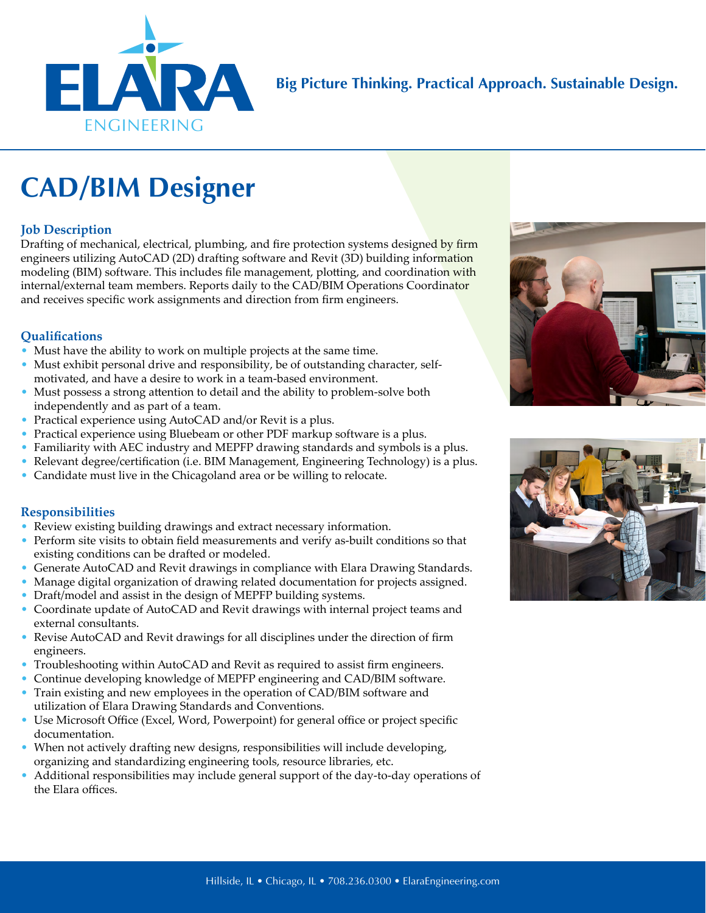ELARA ENGINEERING

**Big Picture Thinking. Practical Approach. Sustainable Design.**

# CAD/BIM Designer

### Job Description

Drafting of mechanical, electrical, plumbing, and fire protection systems designed by firm engineers utilizing AutoCAD (2D) drafting software and Revit (3D) building information modeling (BIM) software. This includes file management, plotting, and coordination with internal/external team members. Reports daily to the CAD/BIM Operations Coordinator and receives specific work assignments and direction from firm engineers.

### Qualifications

- Must have the ability to work on multiple projects at the same time.
- Must exhibit personal drive and responsibility, be of outstanding character, self-motivated, and have a desire to work in a team-based environment.
- Must possess a strong attention to detail and the ability to problem-solve both independently and as part of a team.
- Practical experience using AutoCAD and/or Revit is a plus.
- Practical experience using Bluebeam or other PDF markup software is a plus.
- Familiarity with AEC industry and MEPFP drawing standards and symbols is a plus.
- Relevant degree/certification (i.e. BIM Management, Engineering Technology) is a plus.
- Candidate must live in the Chicagoland area or be willing to relocate.

### Responsibilities

- Review existing building drawings and extract necessary information.
- Perform site visits to obtain field measurements and verify as-built conditions so that existing conditions can be drafted or modeled.
- Generate AutoCAD and Revit drawings in compliance with Elara Drawing Standards.
- Manage digital organization of drawing related documentation for projects assigned.
- Draft/model and assist in the design of MEPFP building systems.
- Coordinate update of AutoCAD and Revit drawings with internal project teams and external consultants.
- Revise AutoCAD and Revit drawings for all disciplines under the direction of firm engineers.
- Troubleshooting within AutoCAD and Revit as required to assist firm engineers.
- Continue developing knowledge of MEPFP engineering and CAD/BIM software.
- Train existing and new employees in the operation of CAD/BIM software and utilization of Elara Drawing Standards and Conventions.
- Use Microsoft Office (Excel, Word, Powerpoint) for general office or project specific documentation.
- When not actively drafting new designs, responsibilities will include developing, organizing and standardizing engineering tools, resource libraries, etc.
- Additional responsibilities may include general support of the day-to-day operations of the Elara offices.

Hillside, IL • Chicago, IL • 708.236.0300 • ElaraEngineering.com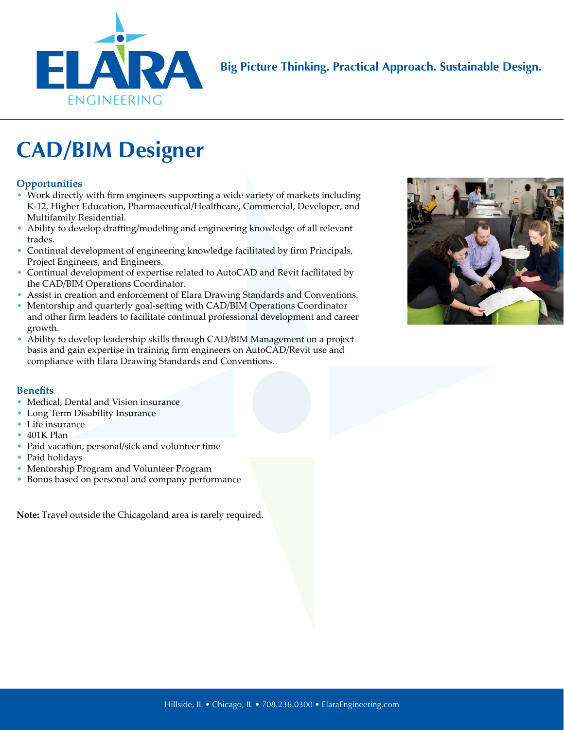# CAD/BIM Designer

## Opportunities

- Work directly with firm engineers supporting a wide variety of markets including K-12, Higher Education, Pharmaceutical/Healthcare, Commercial, Developer, and Multifamily Residential.
- Ability to develop drafting/modeling and engineering knowledge of all relevant trades.
- Continual development of engineering knowledge facilitated by firm Principals, Project Engineers, and Engineers.
- Continual development of expertise related to AutoCAD and Revit facilitated by the CAD/BIM Operations Coordinator.
- Assist in creation and enforcement of Elara Drawing Standards and Conventions.
- Mentorship and quarterly goal-setting with CAD/BIM Operations Coordinator and other firm leaders to facilitate continual professional development and career growth.
- Ability to develop leadership skills through CAD/BIM Management on a project basis and gain expertise in training firm engineers on AutoCAD/Revit use and compliance with Elara Drawing Standards and Conventions.

## Benefits

- Medical, Dental and Vision insurance
- Long Term Disability Insurance
- Life insurance
- 401K Plan
- Paid vacation, personal/sick and volunteer time
- Paid holidays
- Mentorship Program and Volunteer Program
- Bonus based on personal and company performance

**Note:** Travel outside the Chicagoland area is rarely required.